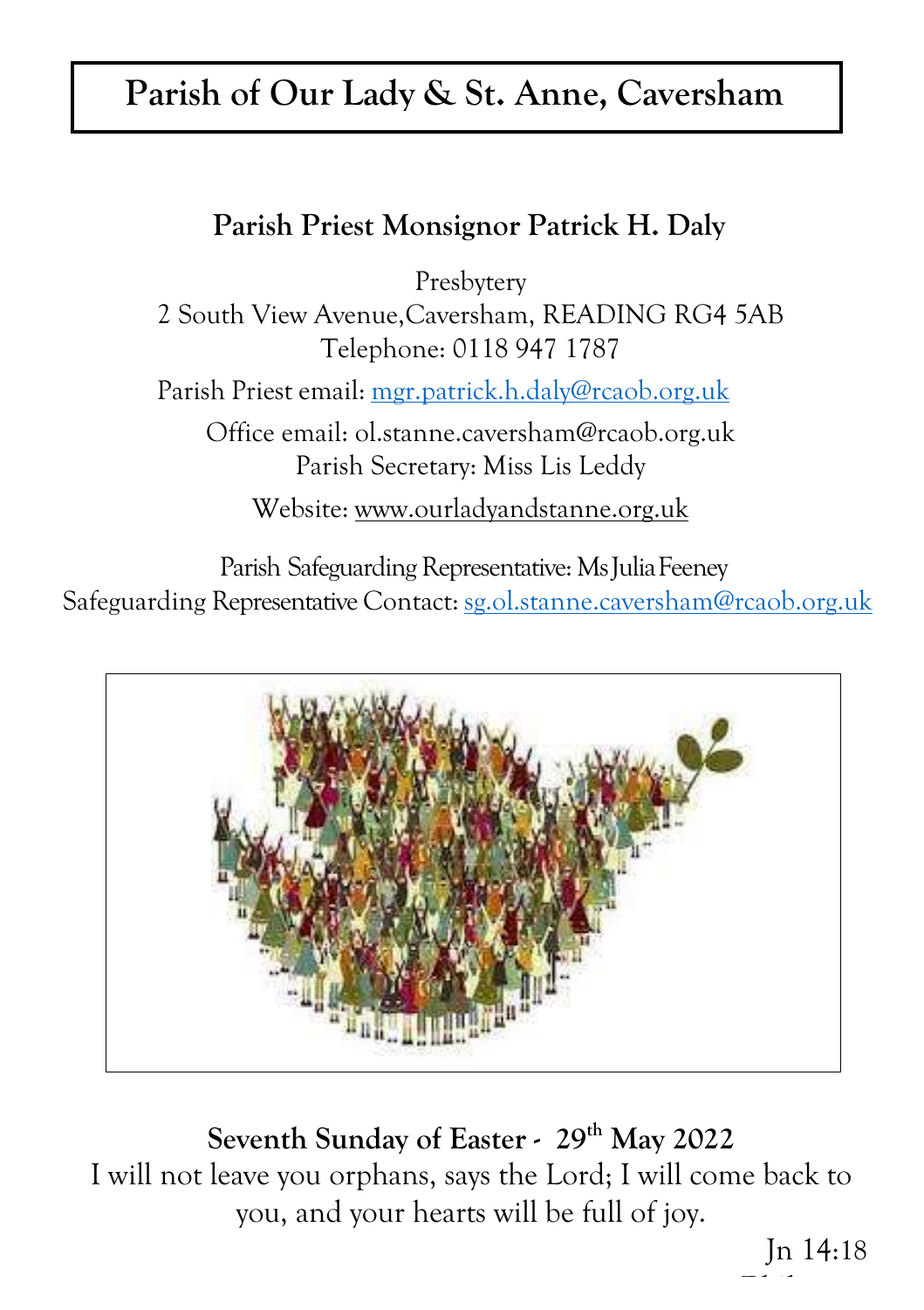# Parish of Our Lady & St. Anne, Caversham

**Parish Priest Monsignor Patrick H. Daly**

Presbytery
2 South View Avenue,Caversham, READING RG4 5AB
Telephone: 0118 947 1787

Parish Priest email: mgr.patrick.h.daly@rcaob.org.uk

Office email: ol.stanne.caversham@rcaob.org.uk
Parish Secretary: Miss Lis Leddy

Website: www.ourladyandstanne.org.uk

Parish Safeguarding Representative: Ms Julia Feeney
Safeguarding Representative Contact: sg.ol.stanne.caversham@rcaob.org.uk

**Seventh Sunday of Easter - 29th May 2022**

I will not leave you orphans, says the Lord; I will come back to you, and your hearts will be full of joy.

Jn 14:18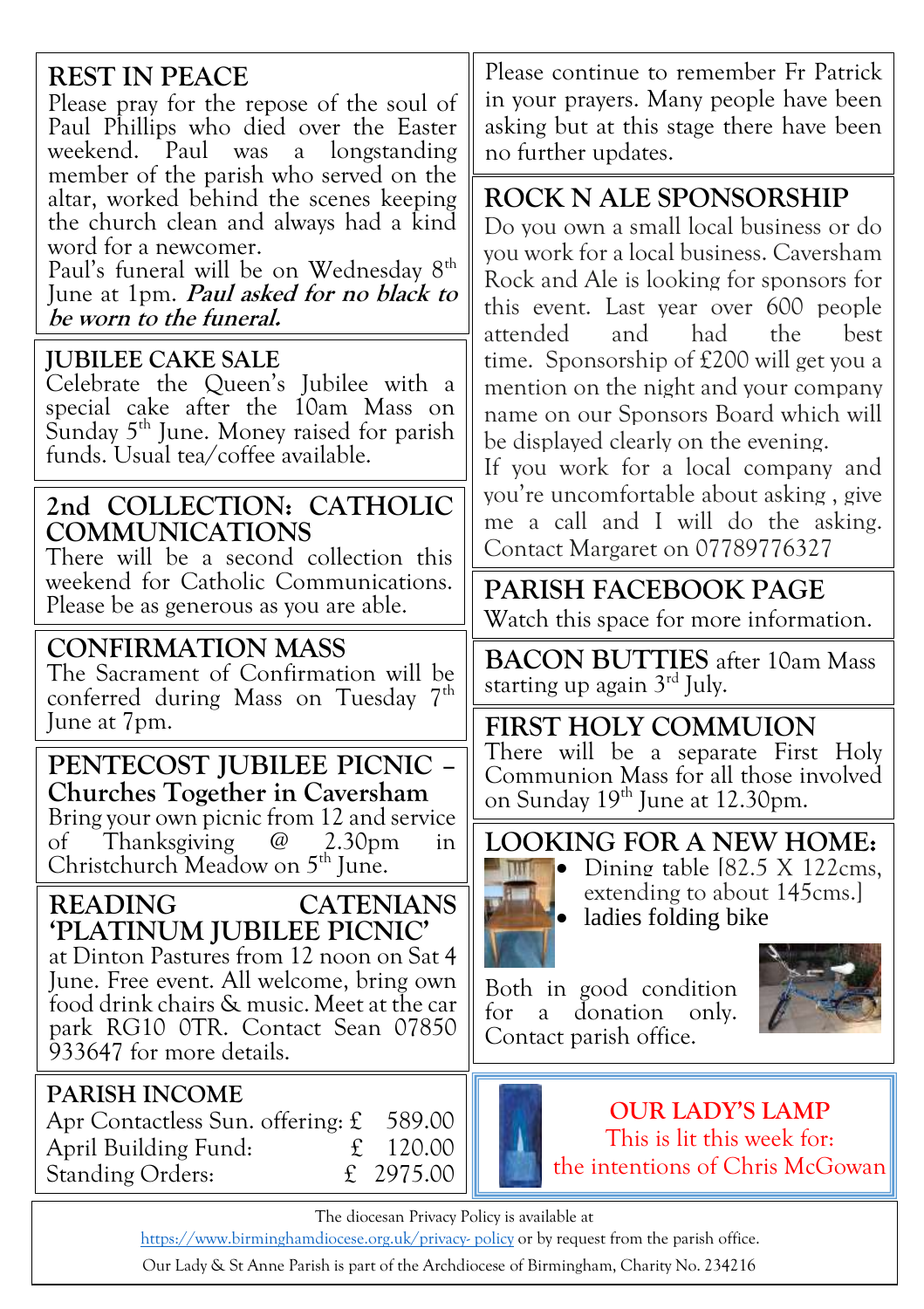## REST IN PEACE

Please pray for the repose of the soul of Paul Phillips who died over the Easter weekend. Paul was a longstanding member of the parish who served on the altar, worked behind the scenes keeping the church clean and always had a kind word for a newcomer.

Paul's funeral will be on Wednesday 8th June at 1pm. ***Paul asked for no black to be worn to the funeral.***

## JUBILEE CAKE SALE

Celebrate the Queen's Jubilee with a special cake after the 10am Mass on Sunday 5th June. Money raised for parish funds. Usual tea/coffee available.

## 2nd COLLECTION: CATHOLIC COMMUNICATIONS

There will be a second collection this weekend for Catholic Communications. Please be as generous as you are able.

## CONFIRMATION MASS

The Sacrament of Confirmation will be conferred during Mass on Tuesday 7th June at 7pm.

## PENTECOST JUBILEE PICNIC – Churches Together in Caversham

Bring your own picnic from 12 and service of Thanksgiving @ 2.30pm in Christchurch Meadow on 5th June.

## READING CATENIANS 'PLATINUM JUBILEE PICNIC'

at Dinton Pastures from 12 noon on Sat 4 June. Free event. All welcome, bring own food drink chairs & music. Meet at the car park RG10 0TR. Contact Sean 07850 933647 for more details.

## PARISH INCOME

| | |
|---|---|
| Apr Contactless Sun. offering: | £ 589.00 |
| April Building Fund: | £ 120.00 |
| Standing Orders: | £ 2975.00 |

Please continue to remember Fr Patrick in your prayers. Many people have been asking but at this stage there have been no further updates.

## ROCK N ALE SPONSORSHIP

Do you own a small local business or do you work for a local business. Caversham Rock and Ale is looking for sponsors for this event. Last year over 600 people attended and had the best time. Sponsorship of £200 will get you a mention on the night and your company name on our Sponsors Board which will be displayed clearly on the evening.

If you work for a local company and you're uncomfortable about asking , give me a call and I will do the asking. Contact Margaret on 07789776327

## PARISH FACEBOOK PAGE

Watch this space for more information.

**BACON BUTTIES** after 10am Mass starting up again 3rd July.

## FIRST HOLY COMMUION

There will be a separate First Holy Communion Mass for all those involved on Sunday 19th June at 12.30pm.

## LOOKING FOR A NEW HOME:

- Dining table [82.5 X 122cms, extending to about 145cms.]
- ladies folding bike

Both in good condition for a donation only. Contact parish office.

## OUR LADY'S LAMP

This is lit this week for:
the intentions of Chris McGowan

The diocesan Privacy Policy is available at https://www.birminghamdiocese.org.uk/privacy- policy or by request from the parish office.

Our Lady & St Anne Parish is part of the Archdiocese of Birmingham, Charity No. 234216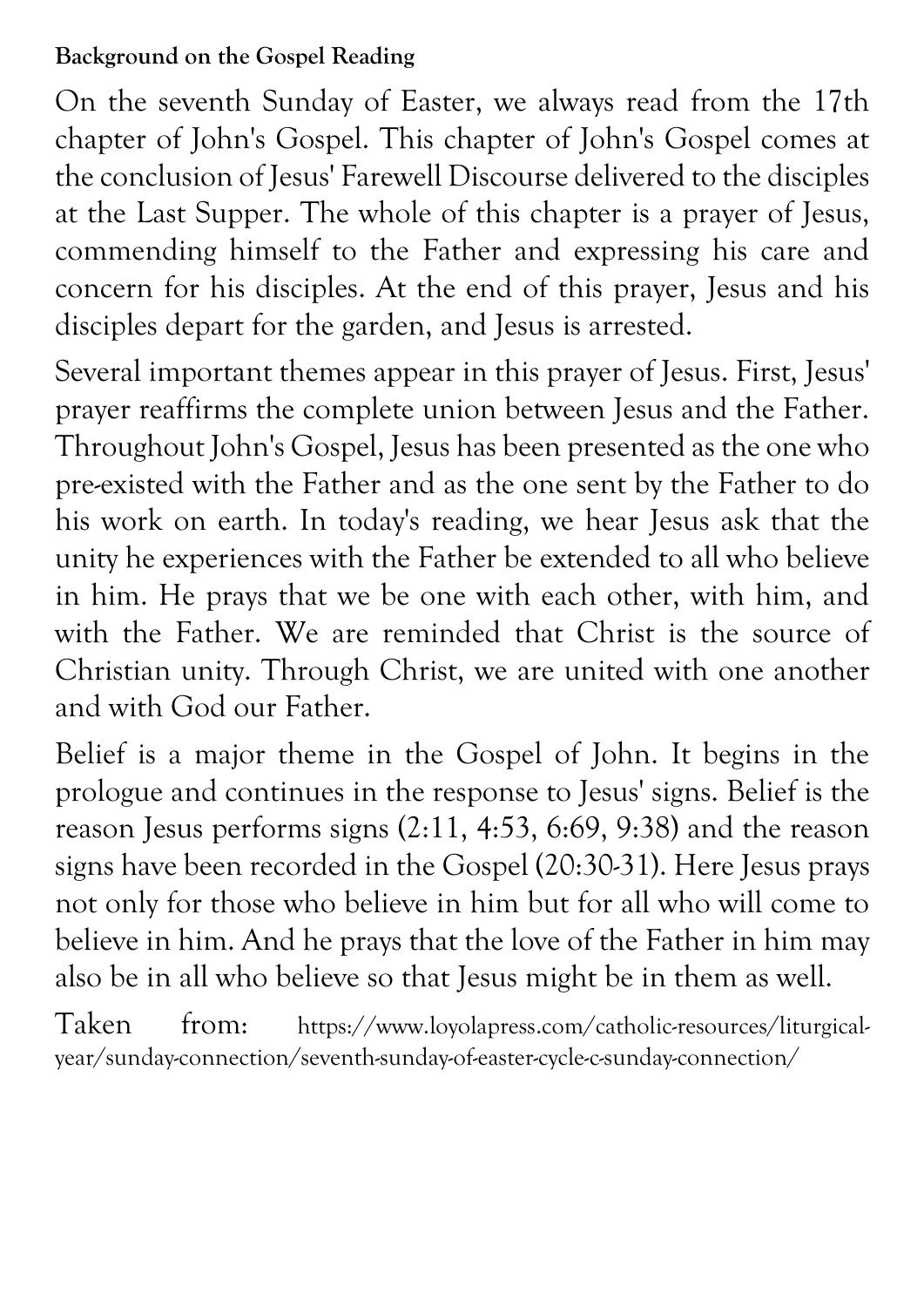**Background on the Gospel Reading**

On the seventh Sunday of Easter, we always read from the 17th chapter of John's Gospel. This chapter of John's Gospel comes at the conclusion of Jesus' Farewell Discourse delivered to the disciples at the Last Supper. The whole of this chapter is a prayer of Jesus, commending himself to the Father and expressing his care and concern for his disciples. At the end of this prayer, Jesus and his disciples depart for the garden, and Jesus is arrested.

Several important themes appear in this prayer of Jesus. First, Jesus' prayer reaffirms the complete union between Jesus and the Father. Throughout John's Gospel, Jesus has been presented as the one who pre-existed with the Father and as the one sent by the Father to do his work on earth. In today's reading, we hear Jesus ask that the unity he experiences with the Father be extended to all who believe in him. He prays that we be one with each other, with him, and with the Father. We are reminded that Christ is the source of Christian unity. Through Christ, we are united with one another and with God our Father.

Belief is a major theme in the Gospel of John. It begins in the prologue and continues in the response to Jesus' signs. Belief is the reason Jesus performs signs (2:11, 4:53, 6:69, 9:38) and the reason signs have been recorded in the Gospel (20:30-31). Here Jesus prays not only for those who believe in him but for all who will come to believe in him. And he prays that the love of the Father in him may also be in all who believe so that Jesus might be in them as well.

Taken from: https://www.loyolapress.com/catholic-resources/liturgical-year/sunday-connection/seventh-sunday-of-easter-cycle-c-sunday-connection/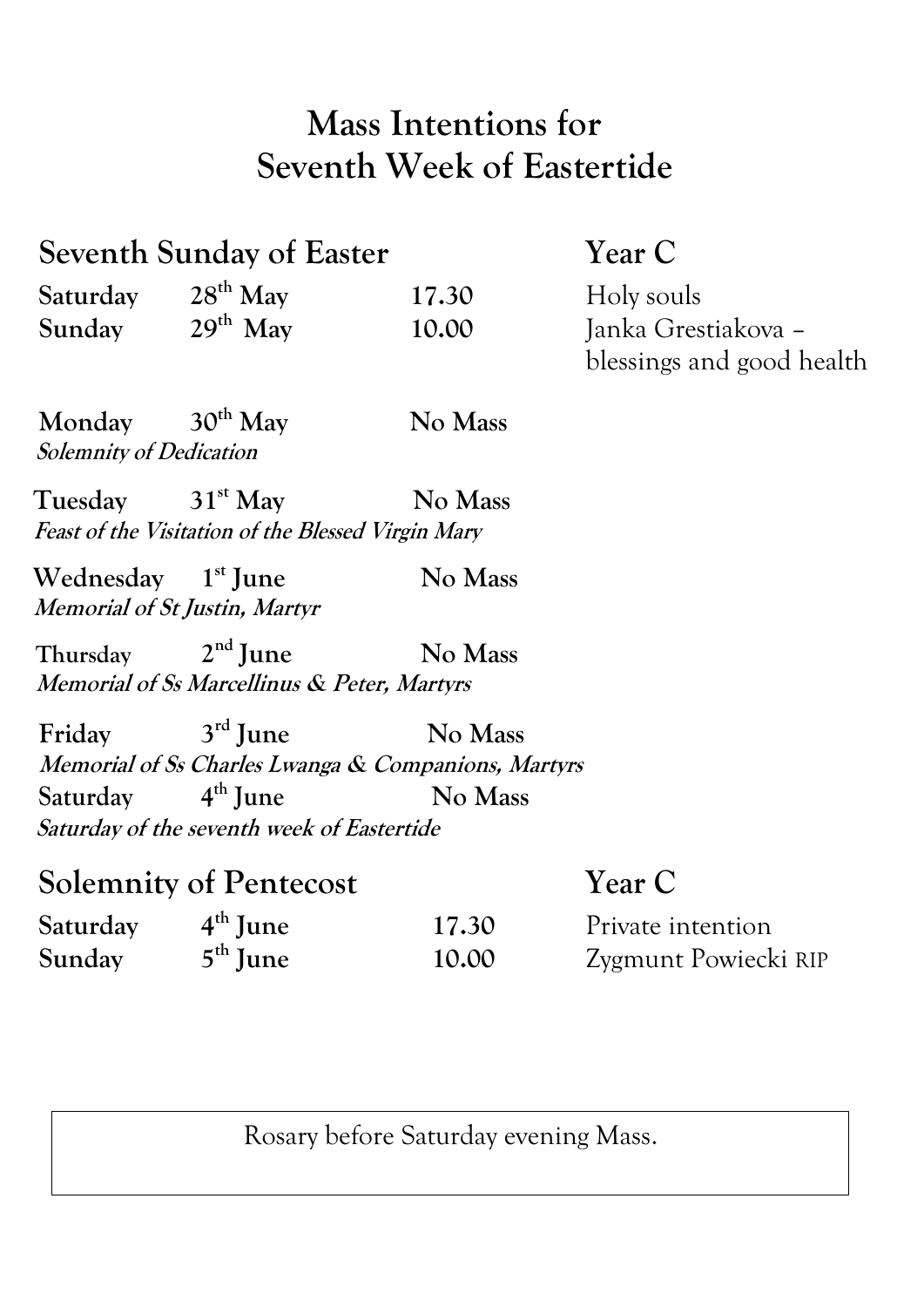# Mass Intentions for Seventh Week of Eastertide

## Seventh Sunday of Easter — Year C

| | | | |
|---|---|---|---|
| **Saturday** | **28th May** | **17.30** | Holy souls |
| **Sunday** | **29th May** | **10.00** | Janka Grestiakova – blessings and good health |

**Monday** **30th May** **No Mass**
***Solemnity of Dedication***

**Tuesday** **31st May** **No Mass**
***Feast of the Visitation of the Blessed Virgin Mary***

**Wednesday** **1st June** **No Mass**
***Memorial of St Justin, Martyr***

**Thursday** **2nd June** **No Mass**
***Memorial of Ss Marcellinus & Peter, Martyrs***

**Friday** **3rd June** **No Mass**
***Memorial of Ss Charles Lwanga & Companions, Martyrs***

**Saturday** **4th June** **No Mass**
***Saturday of the seventh week of Eastertide***

## Solemnity of Pentecost — Year C

| | | | |
|---|---|---|---|
| **Saturday** | **4th June** | **17.30** | Private intention |
| **Sunday** | **5th June** | **10.00** | Zygmunt Powiecki RIP |

Rosary before Saturday evening Mass.